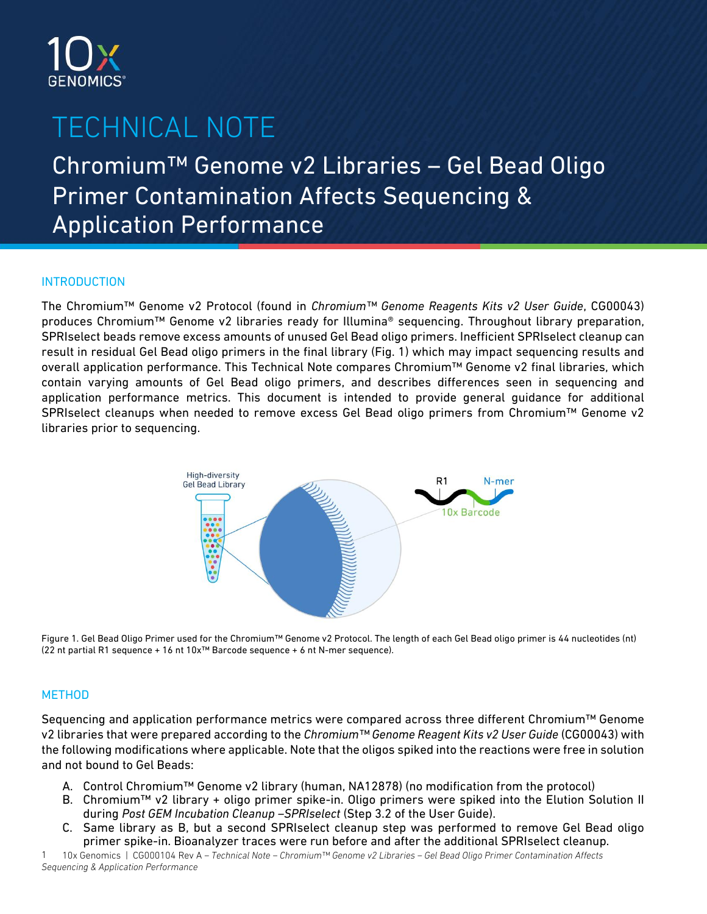# TECHNICAL NOTE

## Chromium™ Genome v2 Libraries – Gel Bead Oligo Primer Contamination Affects Sequencing & Application Performance

### INTRODUCTION

The Chromium™ Genome v2 Protocol (found in *Chromium™ Genome Reagents Kits v2 User Guide*, CG00043) produces Chromium™ Genome v2 libraries ready for Illumina® sequencing. Throughout library preparation, SPRIselect beads remove excess amounts of unused Gel Bead oligo primers. Inefficient SPRIselect cleanup can result in residual Gel Bead oligo primers in the final library (Fig. 1) which may impact sequencing results and overall application performance. This Technical Note compares Chromium™ Genome v2 final libraries, which contain varying amounts of Gel Bead oligo primers, and describes differences seen in sequencing and application performance metrics. This document is intended to provide general guidance for additional SPRIselect cleanups when needed to remove excess Gel Bead oligo primers from Chromium™ Genome v2 libraries prior to sequencing.

Figure 1. Gel Bead Oligo Primer used for the Chromium™ Genome v2 Protocol. The length of each Gel Bead oligo primer is 44 nucleotides (nt) (22 nt partial R1 sequence + 16 nt 10x™ Barcode sequence + 6 nt N-mer sequence).

### METHOD

Sequencing and application performance metrics were compared across three different Chromium™ Genome v2 libraries that were prepared according to the *Chromium™ Genome Reagent Kits v2 User Guide* (CG00043) with the following modifications where applicable. Note that the oligos spiked into the reactions were free in solution and not bound to Gel Beads:

A. Control Chromium™ Genome v2 library (human, NA12878) (no modification from the protocol)
B. Chromium™ v2 library + oligo primer spike-in. Oligo primers were spiked into the Elution Solution II during *Post GEM Incubation Cleanup –SPRIselect* (Step 3.2 of the User Guide).
C. Same library as B, but a second SPRIselect cleanup step was performed to remove Gel Bead oligo primer spike-in. Bioanalyzer traces were run before and after the additional SPRIselect cleanup.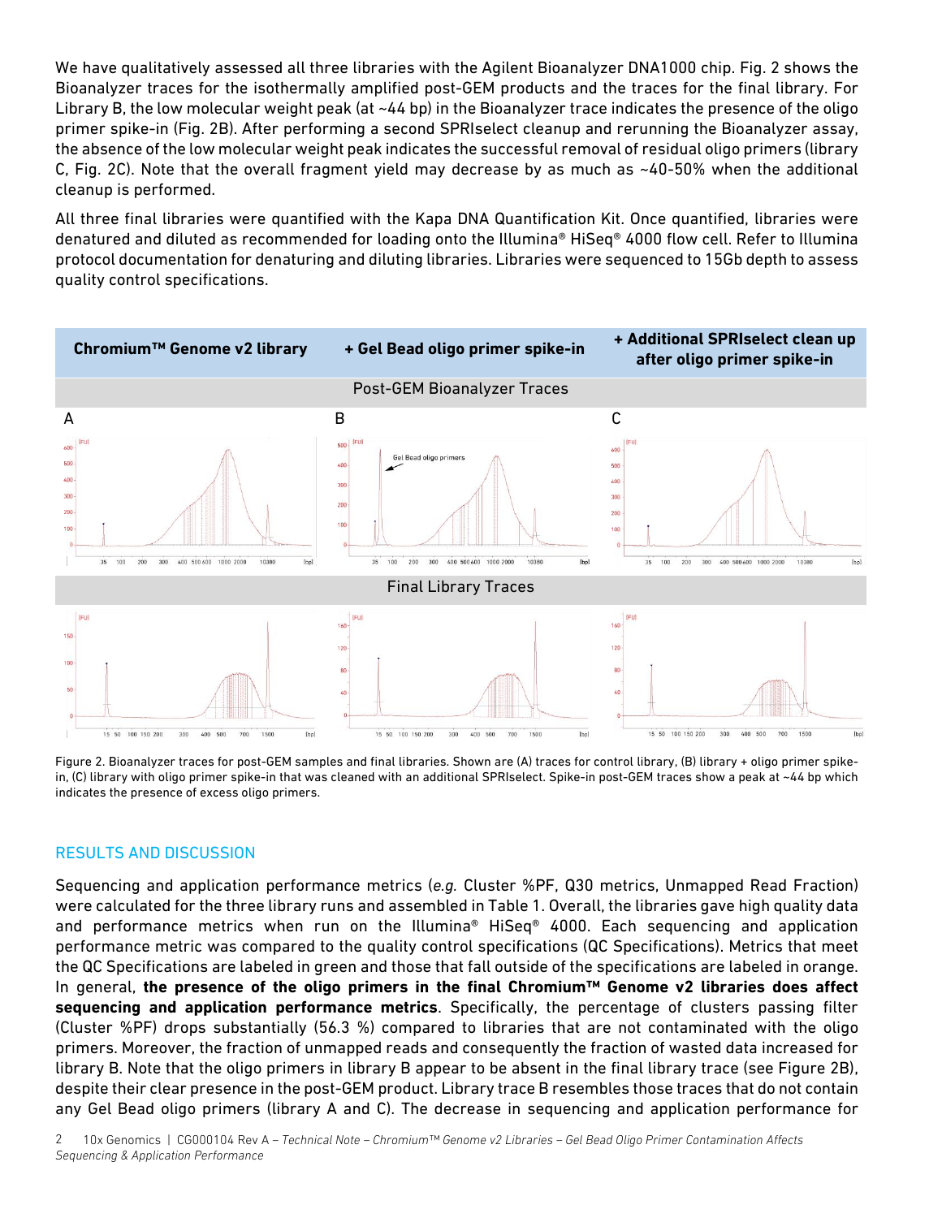We have qualitatively assessed all three libraries with the Agilent Bioanalyzer DNA1000 chip. Fig. 2 shows the Bioanalyzer traces for the isothermally amplified post-GEM products and the traces for the final library. For Library B, the low molecular weight peak (at ~44 bp) in the Bioanalyzer trace indicates the presence of the oligo primer spike-in (Fig. 2B). After performing a second SPRIselect cleanup and rerunning the Bioanalyzer assay, the absence of the low molecular weight peak indicates the successful removal of residual oligo primers (library C, Fig. 2C). Note that the overall fragment yield may decrease by as much as ~40-50% when the additional cleanup is performed.

All three final libraries were quantified with the Kapa DNA Quantification Kit. Once quantified, libraries were denatured and diluted as recommended for loading onto the Illumina® HiSeq® 4000 flow cell. Refer to Illumina protocol documentation for denaturing and diluting libraries. Libraries were sequenced to 15Gb depth to assess quality control specifications.

| Chromium™ Genome v2 library | + Gel Bead oligo primer spike-in | + Additional SPRIselect clean up after oligo primer spike-in |
|---|---|---|
| Post-GEM Bioanalyzer Traces | | |
| A | B | C |
| Final Library Traces | | |

Figure 2. Bioanalyzer traces for post-GEM samples and final libraries. Shown are (A) traces for control library, (B) library + oligo primer spike-in, (C) library with oligo primer spike-in that was cleaned with an additional SPRIselect. Spike-in post-GEM traces show a peak at ~44 bp which indicates the presence of excess oligo primers.

## RESULTS AND DISCUSSION

Sequencing and application performance metrics (*e.g.* Cluster %PF, Q30 metrics, Unmapped Read Fraction) were calculated for the three library runs and assembled in Table 1. Overall, the libraries gave high quality data and performance metrics when run on the Illumina® HiSeq® 4000. Each sequencing and application performance metric was compared to the quality control specifications (QC Specifications). Metrics that meet the QC Specifications are labeled in green and those that fall outside of the specifications are labeled in orange. In general, **the presence of the oligo primers in the final Chromium™ Genome v2 libraries does affect sequencing and application performance metrics**. Specifically, the percentage of clusters passing filter (Cluster %PF) drops substantially (56.3 %) compared to libraries that are not contaminated with the oligo primers. Moreover, the fraction of unmapped reads and consequently the fraction of wasted data increased for library B. Note that the oligo primers in library B appear to be absent in the final library trace (see Figure 2B), despite their clear presence in the post-GEM product. Library trace B resembles those traces that do not contain any Gel Bead oligo primers (library A and C). The decrease in sequencing and application performance for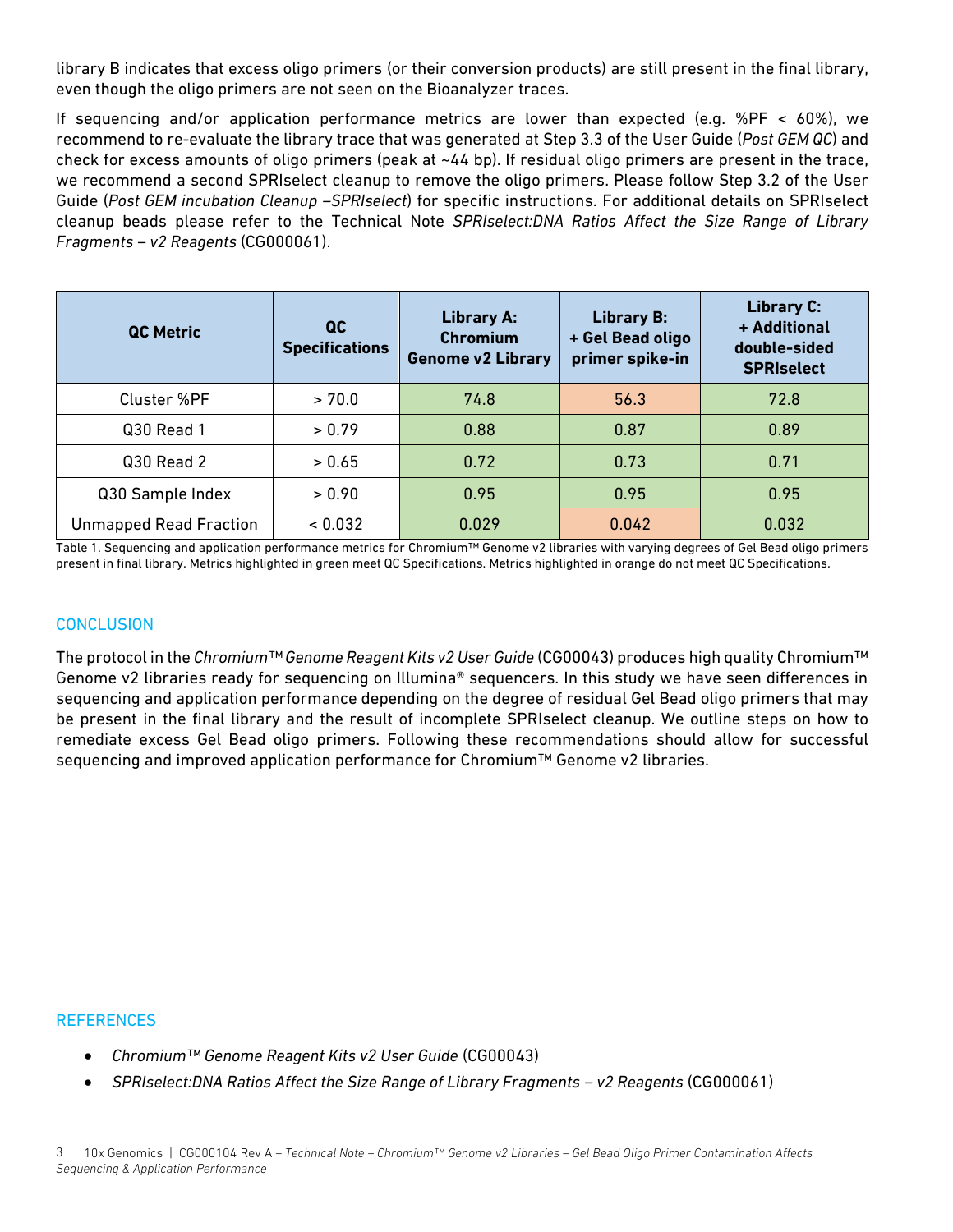library B indicates that excess oligo primers (or their conversion products) are still present in the final library, even though the oligo primers are not seen on the Bioanalyzer traces.

If sequencing and/or application performance metrics are lower than expected (e.g. %PF < 60%), we recommend to re-evaluate the library trace that was generated at Step 3.3 of the User Guide (*Post GEM QC*) and check for excess amounts of oligo primers (peak at ~44 bp). If residual oligo primers are present in the trace, we recommend a second SPRIselect cleanup to remove the oligo primers. Please follow Step 3.2 of the User Guide (*Post GEM incubation Cleanup –SPRIselect*) for specific instructions. For additional details on SPRIselect cleanup beads please refer to the Technical Note *SPRIselect:DNA Ratios Affect the Size Range of Library Fragments – v2 Reagents* (CG000061).

| QC Metric | QC Specifications | Library A: Chromium Genome v2 Library | Library B: + Gel Bead oligo primer spike-in | Library C: + Additional double-sided SPRIselect |
|---|---|---|---|---|
| Cluster %PF | > 70.0 | 74.8 | 56.3 | 72.8 |
| Q30 Read 1 | > 0.79 | 0.88 | 0.87 | 0.89 |
| Q30 Read 2 | > 0.65 | 0.72 | 0.73 | 0.71 |
| Q30 Sample Index | > 0.90 | 0.95 | 0.95 | 0.95 |
| Unmapped Read Fraction | < 0.032 | 0.029 | 0.042 | 0.032 |

Table 1. Sequencing and application performance metrics for Chromium™ Genome v2 libraries with varying degrees of Gel Bead oligo primers present in final library. Metrics highlighted in green meet QC Specifications. Metrics highlighted in orange do not meet QC Specifications.

## CONCLUSION

The protocol in the *Chromium™ Genome Reagent Kits v2 User Guide* (CG00043) produces high quality Chromium™ Genome v2 libraries ready for sequencing on Illumina® sequencers. In this study we have seen differences in sequencing and application performance depending on the degree of residual Gel Bead oligo primers that may be present in the final library and the result of incomplete SPRIselect cleanup. We outline steps on how to remediate excess Gel Bead oligo primers. Following these recommendations should allow for successful sequencing and improved application performance for Chromium™ Genome v2 libraries.

## REFERENCES

- *Chromium™ Genome Reagent Kits v2 User Guide* (CG00043)
- *SPRIselect:DNA Ratios Affect the Size Range of Library Fragments – v2 Reagents* (CG000061)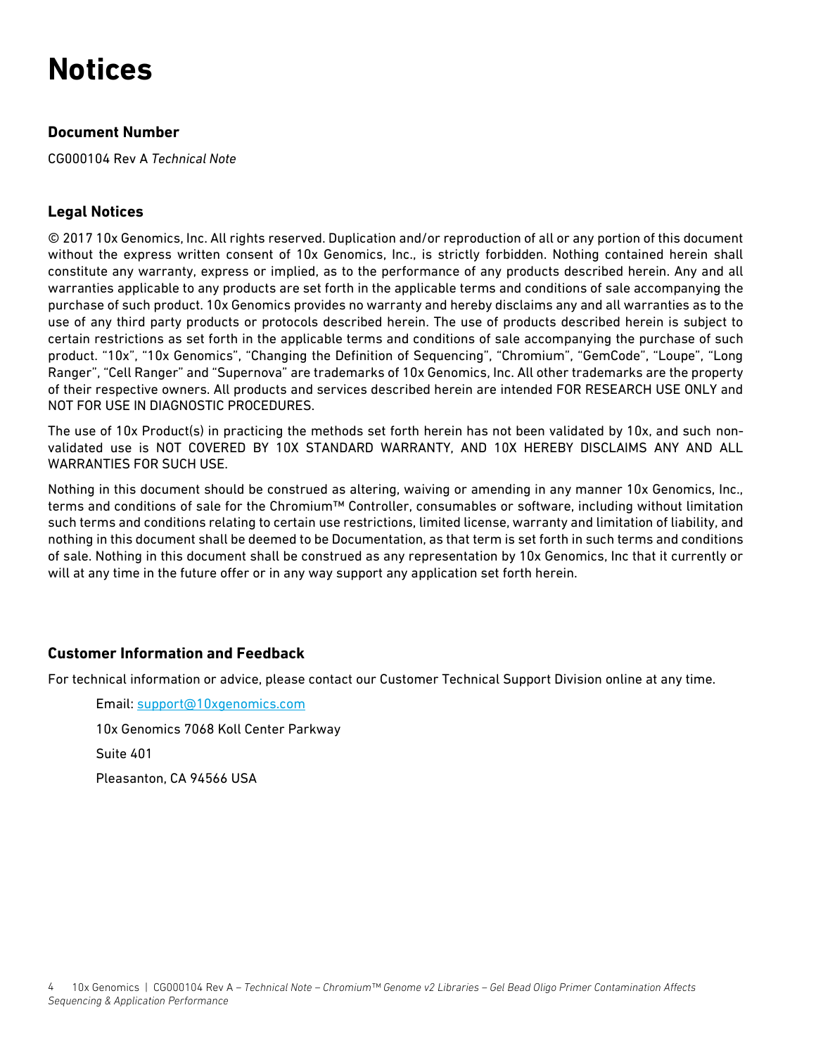# Notices

### Document Number

CG000104 Rev A *Technical Note*

### Legal Notices

© 2017 10x Genomics, Inc. All rights reserved. Duplication and/or reproduction of all or any portion of this document without the express written consent of 10x Genomics, Inc., is strictly forbidden. Nothing contained herein shall constitute any warranty, express or implied, as to the performance of any products described herein. Any and all warranties applicable to any products are set forth in the applicable terms and conditions of sale accompanying the purchase of such product. 10x Genomics provides no warranty and hereby disclaims any and all warranties as to the use of any third party products or protocols described herein. The use of products described herein is subject to certain restrictions as set forth in the applicable terms and conditions of sale accompanying the purchase of such product. "10x", "10x Genomics", "Changing the Definition of Sequencing", "Chromium", "GemCode", "Loupe", "Long Ranger", "Cell Ranger" and "Supernova" are trademarks of 10x Genomics, Inc. All other trademarks are the property of their respective owners. All products and services described herein are intended FOR RESEARCH USE ONLY and NOT FOR USE IN DIAGNOSTIC PROCEDURES.

The use of 10x Product(s) in practicing the methods set forth herein has not been validated by 10x, and such non-validated use is NOT COVERED BY 10X STANDARD WARRANTY, AND 10X HEREBY DISCLAIMS ANY AND ALL WARRANTIES FOR SUCH USE.

Nothing in this document should be construed as altering, waiving or amending in any manner 10x Genomics, Inc., terms and conditions of sale for the Chromium™ Controller, consumables or software, including without limitation such terms and conditions relating to certain use restrictions, limited license, warranty and limitation of liability, and nothing in this document shall be deemed to be Documentation, as that term is set forth in such terms and conditions of sale. Nothing in this document shall be construed as any representation by 10x Genomics, Inc that it currently or will at any time in the future offer or in any way support any application set forth herein.

### Customer Information and Feedback

For technical information or advice, please contact our Customer Technical Support Division online at any time.

Email: support@10xgenomics.com

10x Genomics 7068 Koll Center Parkway

Suite 401

Pleasanton, CA 94566 USA